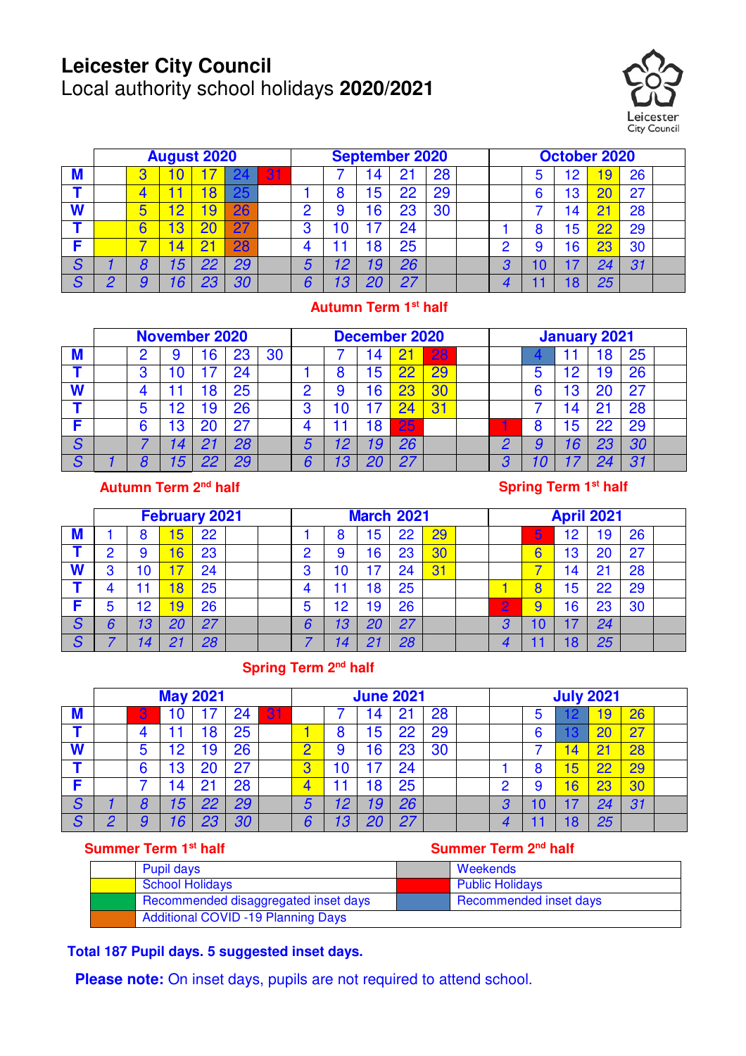# Leicester City Council

Local authority school holidays **2020/2021**

| | August 2020 | | | | | | September 2020 | | | | | | October 2020 | | | | | |
|---|---|---|---|---|---|---|---|---|---|---|---|---|---|---|---|---|---|---|
| **M** | | 3 | 10 | 17 | 24 | 31 | | 7 | 14 | 21 | 28 | | | 5 | 12 | 19 | 26 | |
| **T** | | 4 | 11 | 18 | 25 | | 1 | 8 | 15 | 22 | 29 | | | 6 | 13 | 20 | 27 | |
| **W** | | 5 | 12 | 19 | 26 | | 2 | 9 | 16 | 23 | 30 | | | 7 | 14 | 21 | 28 | |
| **T** | | 6 | 13 | 20 | 27 | | 3 | 10 | 17 | 24 | | | 1 | 8 | 15 | 22 | 29 | |
| **F** | | 7 | 14 | 21 | 28 | | 4 | 11 | 18 | 25 | | | 2 | 9 | 16 | 23 | 30 | |
| *S* | *1* | *8* | *15* | *22* | *29* | | *5* | *12* | *19* | *26* | | | *3* | *10* | *17* | *24* | *31* | |
| *S* | *2* | *9* | *16* | *23* | *30* | | *6* | *13* | *20* | *27* | | | *4* | *11* | *18* | *25* | | |

**Autumn Term 1st half**

| | November 2020 | | | | | | December 2020 | | | | | | January 2021 | | | | | |
|---|---|---|---|---|---|---|---|---|---|---|---|---|---|---|---|---|---|---|
| **M** | | 2 | 9 | 16 | 23 | 30 | | 7 | 14 | 21 | 28 | | | 4 | 11 | 18 | 25 | |
| **T** | | 3 | 10 | 17 | 24 | | 1 | 8 | 15 | 22 | 29 | | | 5 | 12 | 19 | 26 | |
| **W** | | 4 | 11 | 18 | 25 | | 2 | 9 | 16 | 23 | 30 | | | 6 | 13 | 20 | 27 | |
| **T** | | 5 | 12 | 19 | 26 | | 3 | 10 | 17 | 24 | 31 | | | 7 | 14 | 21 | 28 | |
| **F** | | 6 | 13 | 20 | 27 | | 4 | 11 | 18 | 25 | | | 1 | 8 | 15 | 22 | 29 | |
| *S* | | *7* | *14* | *21* | *28* | | *5* | *12* | *19* | *26* | | | *2* | *9* | *16* | *23* | *30* | |
| *S* | *1* | *8* | *15* | *22* | *29* | | *6* | *13* | *20* | *27* | | | *3* | *10* | *17* | *24* | *31* | |

**Autumn Term 2nd half** **Spring Term 1st half**

| | February 2021 | | | | | | March 2021 | | | | | | April 2021 | | | | | |
|---|---|---|---|---|---|---|---|---|---|---|---|---|---|---|---|---|---|---|
| **M** | 1 | 8 | 15 | 22 | | | 1 | 8 | 15 | 22 | 29 | | | 5 | 12 | 19 | 26 | |
| **T** | 2 | 9 | 16 | 23 | | | 2 | 9 | 16 | 23 | 30 | | | 6 | 13 | 20 | 27 | |
| **W** | 3 | 10 | 17 | 24 | | | 3 | 10 | 17 | 24 | 31 | | | 7 | 14 | 21 | 28 | |
| **T** | 4 | 11 | 18 | 25 | | | 4 | 11 | 18 | 25 | | | 1 | 8 | 15 | 22 | 29 | |
| **F** | 5 | 12 | 19 | 26 | | | 5 | 12 | 19 | 26 | | | 2 | 9 | 16 | 23 | 30 | |
| *S* | *6* | *13* | *20* | *27* | | | *6* | *13* | *20* | *27* | | | *3* | *10* | *17* | *24* | | |
| *S* | *7* | *14* | *21* | *28* | | | *7* | *14* | *21* | *28* | | | *4* | *11* | *18* | *25* | | |

**Spring Term 2nd half**

| | May 2021 | | | | | | June 2021 | | | | | | July 2021 | | | | | |
|---|---|---|---|---|---|---|---|---|---|---|---|---|---|---|---|---|---|---|
| **M** | | 3 | 10 | 17 | 24 | 31 | | 7 | 14 | 21 | 28 | | | 5 | 12 | 19 | 26 | |
| **T** | | 4 | 11 | 18 | 25 | | 1 | 8 | 15 | 22 | 29 | | | 6 | 13 | 20 | 27 | |
| **W** | | 5 | 12 | 19 | 26 | | 2 | 9 | 16 | 23 | 30 | | | 7 | 14 | 21 | 28 | |
| **T** | | 6 | 13 | 20 | 27 | | 3 | 10 | 17 | 24 | | | 1 | 8 | 15 | 22 | 29 | |
| **F** | | 7 | 14 | 21 | 28 | | 4 | 11 | 18 | 25 | | | 2 | 9 | 16 | 23 | 30 | |
| *S* | *1* | *8* | *15* | *22* | *29* | | *5* | *12* | *19* | *26* | | | *3* | *10* | *17* | *24* | *31* | |
| *S* | *2* | *9* | *16* | *23* | *30* | | *6* | *13* | *20* | *27* | | | *4* | *11* | *18* | *25* | | |

**Summer Term 1st half** **Summer Term 2nd half**

| Key | | Key | |
|---|---|---|---|
| (white) | Pupil days | (grey) | Weekends |
| (yellow) | School Holidays | (red) | Public Holidays |
| (green) | Recommended disaggregated inset days | (blue) | Recommended inset days |
| (orange) | Additional COVID -19 Planning Days | | |

**Total 187 Pupil days. 5 suggested inset days.**

**Please note:** On inset days, pupils are not required to attend school.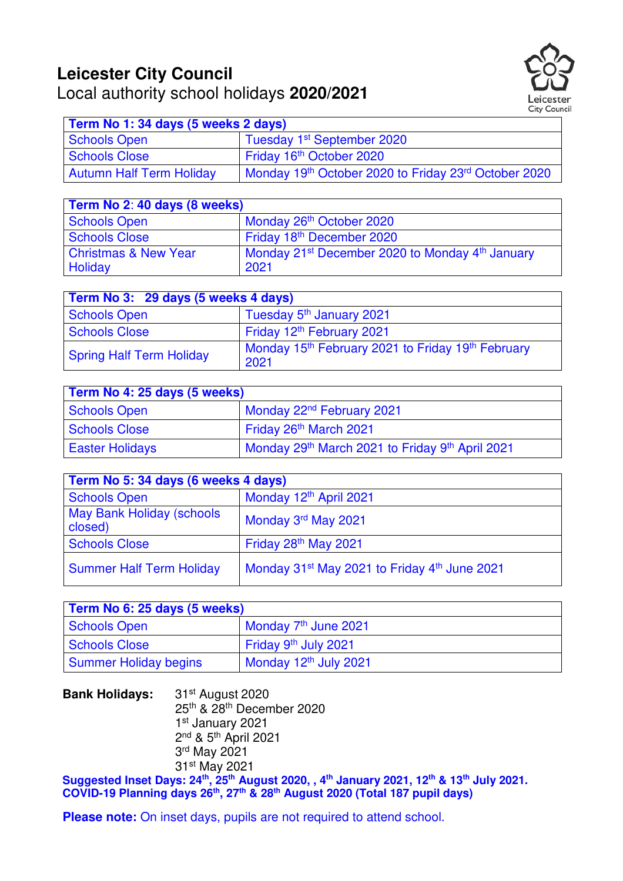# Leicester City Council

Local authority school holidays **2020/2021**

| **Term No 1: 34 days (5 weeks 2 days)** | |
|---|---|
| Schools Open | Tuesday 1st September 2020 |
| Schools Close | Friday 16th October 2020 |
| Autumn Half Term Holiday | Monday 19th October 2020 to Friday 23rd October 2020 |

| **Term No 2: 40 days (8 weeks)** | |
|---|---|
| Schools Open | Monday 26th October 2020 |
| Schools Close | Friday 18th December 2020 |
| Christmas & New Year Holiday | Monday 21st December 2020 to Monday 4th January 2021 |

| **Term No 3: 29 days (5 weeks 4 days)** | |
|---|---|
| Schools Open | Tuesday 5th January 2021 |
| Schools Close | Friday 12th February 2021 |
| Spring Half Term Holiday | Monday 15th February 2021 to Friday 19th February 2021 |

| **Term No 4: 25 days (5 weeks)** | |
|---|---|
| Schools Open | Monday 22nd February 2021 |
| Schools Close | Friday 26th March 2021 |
| Easter Holidays | Monday 29th March 2021 to Friday 9th April 2021 |

| **Term No 5: 34 days (6 weeks 4 days)** | |
|---|---|
| Schools Open | Monday 12th April 2021 |
| May Bank Holiday (schools closed) | Monday 3rd May 2021 |
| Schools Close | Friday 28th May 2021 |
| Summer Half Term Holiday | Monday 31st May 2021 to Friday 4th June 2021 |

| **Term No 6: 25 days (5 weeks)** | |
|---|---|
| Schools Open | Monday 7th June 2021 |
| Schools Close | Friday 9th July 2021 |
| Summer Holiday begins | Monday 12th July 2021 |

**Bank Holidays:**
31st August 2020
25th & 28th December 2020
1st January 2021
2nd & 5th April 2021
3rd May 2021
31st May 2021

**Suggested Inset Days: 24th, 25th August 2020, , 4th January 2021, 12th & 13th July 2021.**
**COVID-19 Planning days 26th, 27th & 28th August 2020 (Total 187 pupil days)**

**Please note:** On inset days, pupils are not required to attend school.